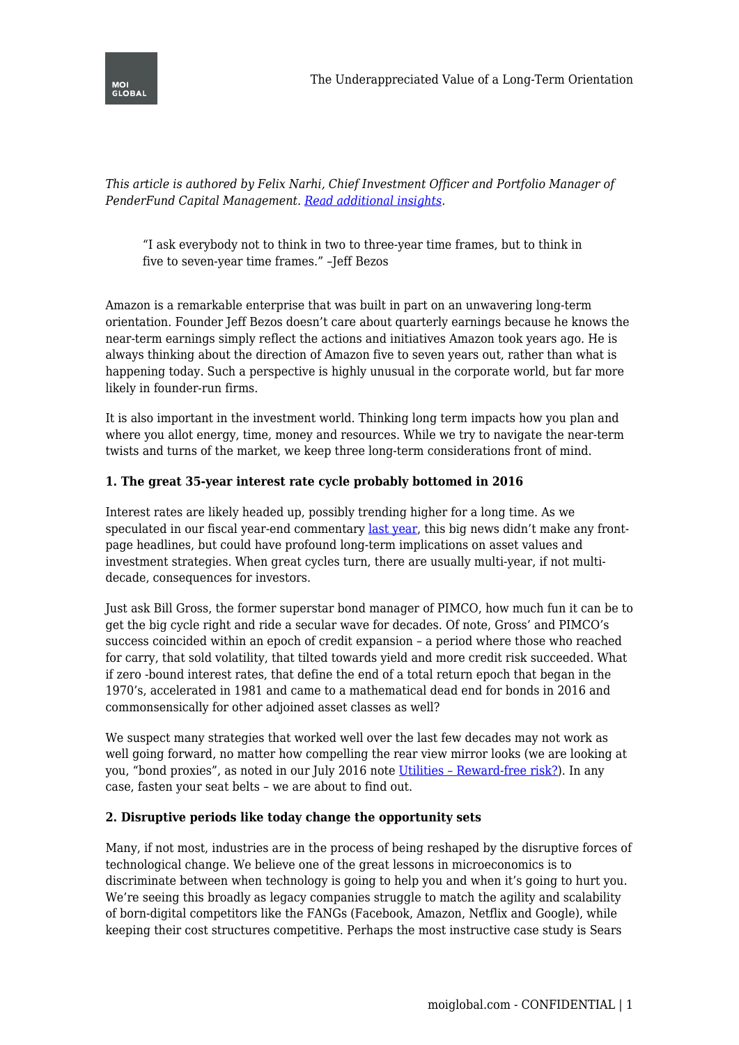*This article is authored by Felix Narhi, Chief Investment Officer and Portfolio Manager of PenderFund Capital Management. [Read additional insights](#).*

> "I ask everybody not to think in two to three-year time frames, but to think in five to seven-year time frames." –Jeff Bezos

Amazon is a remarkable enterprise that was built in part on an unwavering long-term orientation. Founder Jeff Bezos doesn't care about quarterly earnings because he knows the near-term earnings simply reflect the actions and initiatives Amazon took years ago. He is always thinking about the direction of Amazon five to seven years out, rather than what is happening today. Such a perspective is highly unusual in the corporate world, but far more likely in founder-run firms.

It is also important in the investment world. Thinking long term impacts how you plan and where you allot energy, time, money and resources. While we try to navigate the near-term twists and turns of the market, we keep three long-term considerations front of mind.

**1. The great 35-year interest rate cycle probably bottomed in 2016**

Interest rates are likely headed up, possibly trending higher for a long time. As we speculated in our fiscal year-end commentary [last year](#), this big news didn't make any front-page headlines, but could have profound long-term implications on asset values and investment strategies. When great cycles turn, there are usually multi-year, if not multi-decade, consequences for investors.

Just ask Bill Gross, the former superstar bond manager of PIMCO, how much fun it can be to get the big cycle right and ride a secular wave for decades. Of note, Gross' and PIMCO's success coincided within an epoch of credit expansion – a period where those who reached for carry, that sold volatility, that tilted towards yield and more credit risk succeeded. What if zero -bound interest rates, that define the end of a total return epoch that began in the 1970's, accelerated in 1981 and came to a mathematical dead end for bonds in 2016 and commonsensically for other adjoined asset classes as well?

We suspect many strategies that worked well over the last few decades may not work as well going forward, no matter how compelling the rear view mirror looks (we are looking at you, "bond proxies", as noted in our July 2016 note [Utilities – Reward-free risk?](#)). In any case, fasten your seat belts – we are about to find out.

**2. Disruptive periods like today change the opportunity sets**

Many, if not most, industries are in the process of being reshaped by the disruptive forces of technological change. We believe one of the great lessons in microeconomics is to discriminate between when technology is going to help you and when it's going to hurt you. We're seeing this broadly as legacy companies struggle to match the agility and scalability of born-digital competitors like the FANGs (Facebook, Amazon, Netflix and Google), while keeping their cost structures competitive. Perhaps the most instructive case study is Sears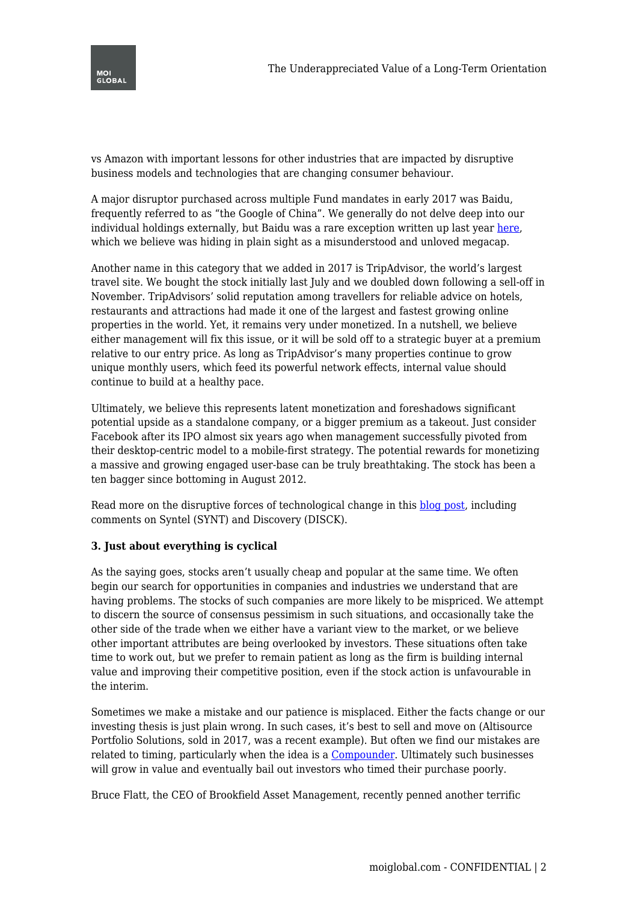vs Amazon with important lessons for other industries that are impacted by disruptive business models and technologies that are changing consumer behaviour.

A major disruptor purchased across multiple Fund mandates in early 2017 was Baidu, frequently referred to as "the Google of China". We generally do not delve deep into our individual holdings externally, but Baidu was a rare exception written up last year here, which we believe was hiding in plain sight as a misunderstood and unloved megacap.

Another name in this category that we added in 2017 is TripAdvisor, the world's largest travel site. We bought the stock initially last July and we doubled down following a sell-off in November. TripAdvisors' solid reputation among travellers for reliable advice on hotels, restaurants and attractions had made it one of the largest and fastest growing online properties in the world. Yet, it remains very under monetized. In a nutshell, we believe either management will fix this issue, or it will be sold off to a strategic buyer at a premium relative to our entry price. As long as TripAdvisor's many properties continue to grow unique monthly users, which feed its powerful network effects, internal value should continue to build at a healthy pace.

Ultimately, we believe this represents latent monetization and foreshadows significant potential upside as a standalone company, or a bigger premium as a takeout. Just consider Facebook after its IPO almost six years ago when management successfully pivoted from their desktop-centric model to a mobile-first strategy. The potential rewards for monetizing a massive and growing engaged user-base can be truly breathtaking. The stock has been a ten bagger since bottoming in August 2012.

Read more on the disruptive forces of technological change in this blog post, including comments on Syntel (SYNT) and Discovery (DISCK).

**3. Just about everything is cyclical**

As the saying goes, stocks aren't usually cheap and popular at the same time. We often begin our search for opportunities in companies and industries we understand that are having problems. The stocks of such companies are more likely to be mispriced. We attempt to discern the source of consensus pessimism in such situations, and occasionally take the other side of the trade when we either have a variant view to the market, or we believe other important attributes are being overlooked by investors. These situations often take time to work out, but we prefer to remain patient as long as the firm is building internal value and improving their competitive position, even if the stock action is unfavourable in the interim.

Sometimes we make a mistake and our patience is misplaced. Either the facts change or our investing thesis is just plain wrong. In such cases, it's best to sell and move on (Altisource Portfolio Solutions, sold in 2017, was a recent example). But often we find our mistakes are related to timing, particularly when the idea is a Compounder. Ultimately such businesses will grow in value and eventually bail out investors who timed their purchase poorly.

Bruce Flatt, the CEO of Brookfield Asset Management, recently penned another terrific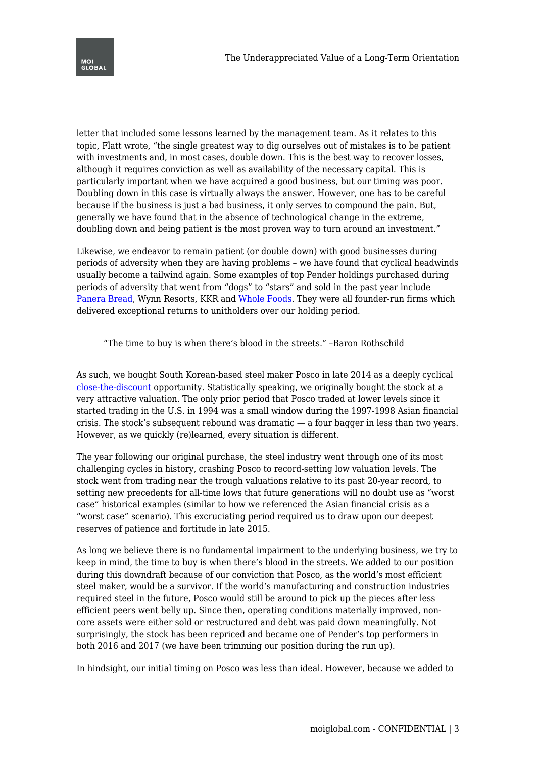letter that included some lessons learned by the management team. As it relates to this topic, Flatt wrote, "the single greatest way to dig ourselves out of mistakes is to be patient with investments and, in most cases, double down. This is the best way to recover losses, although it requires conviction as well as availability of the necessary capital. This is particularly important when we have acquired a good business, but our timing was poor. Doubling down in this case is virtually always the answer. However, one has to be careful because if the business is just a bad business, it only serves to compound the pain. But, generally we have found that in the absence of technological change in the extreme, doubling down and being patient is the most proven way to turn around an investment."

Likewise, we endeavor to remain patient (or double down) with good businesses during periods of adversity when they are having problems – we have found that cyclical headwinds usually become a tailwind again. Some examples of top Pender holdings purchased during periods of adversity that went from "dogs" to "stars" and sold in the past year include Panera Bread, Wynn Resorts, KKR and Whole Foods. They were all founder-run firms which delivered exceptional returns to unitholders over our holding period.

> "The time to buy is when there's blood in the streets." –Baron Rothschild

As such, we bought South Korean-based steel maker Posco in late 2014 as a deeply cyclical close-the-discount opportunity. Statistically speaking, we originally bought the stock at a very attractive valuation. The only prior period that Posco traded at lower levels since it started trading in the U.S. in 1994 was a small window during the 1997-1998 Asian financial crisis. The stock's subsequent rebound was dramatic — a four bagger in less than two years. However, as we quickly (re)learned, every situation is different.

The year following our original purchase, the steel industry went through one of its most challenging cycles in history, crashing Posco to record-setting low valuation levels. The stock went from trading near the trough valuations relative to its past 20-year record, to setting new precedents for all-time lows that future generations will no doubt use as "worst case" historical examples (similar to how we referenced the Asian financial crisis as a "worst case" scenario). This excruciating period required us to draw upon our deepest reserves of patience and fortitude in late 2015.

As long we believe there is no fundamental impairment to the underlying business, we try to keep in mind, the time to buy is when there's blood in the streets. We added to our position during this downdraft because of our conviction that Posco, as the world's most efficient steel maker, would be a survivor. If the world's manufacturing and construction industries required steel in the future, Posco would still be around to pick up the pieces after less efficient peers went belly up. Since then, operating conditions materially improved, non-core assets were either sold or restructured and debt was paid down meaningfully. Not surprisingly, the stock has been repriced and became one of Pender's top performers in both 2016 and 2017 (we have been trimming our position during the run up).

In hindsight, our initial timing on Posco was less than ideal. However, because we added to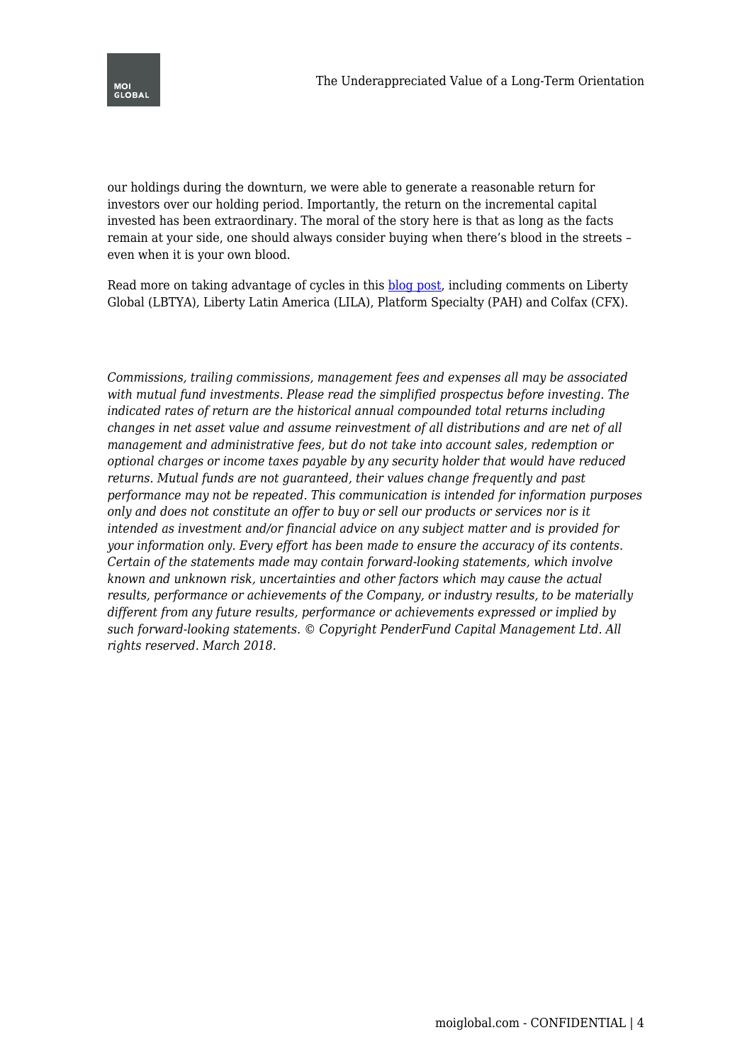our holdings during the downturn, we were able to generate a reasonable return for investors over our holding period. Importantly, the return on the incremental capital invested has been extraordinary. The moral of the story here is that as long as the facts remain at your side, one should always consider buying when there's blood in the streets – even when it is your own blood.

Read more on taking advantage of cycles in this blog post, including comments on Liberty Global (LBTYA), Liberty Latin America (LILA), Platform Specialty (PAH) and Colfax (CFX).

*Commissions, trailing commissions, management fees and expenses all may be associated with mutual fund investments. Please read the simplified prospectus before investing. The indicated rates of return are the historical annual compounded total returns including changes in net asset value and assume reinvestment of all distributions and are net of all management and administrative fees, but do not take into account sales, redemption or optional charges or income taxes payable by any security holder that would have reduced returns. Mutual funds are not guaranteed, their values change frequently and past performance may not be repeated. This communication is intended for information purposes only and does not constitute an offer to buy or sell our products or services nor is it intended as investment and/or financial advice on any subject matter and is provided for your information only. Every effort has been made to ensure the accuracy of its contents. Certain of the statements made may contain forward-looking statements, which involve known and unknown risk, uncertainties and other factors which may cause the actual results, performance or achievements of the Company, or industry results, to be materially different from any future results, performance or achievements expressed or implied by such forward-looking statements. © Copyright PenderFund Capital Management Ltd. All rights reserved. March 2018.*